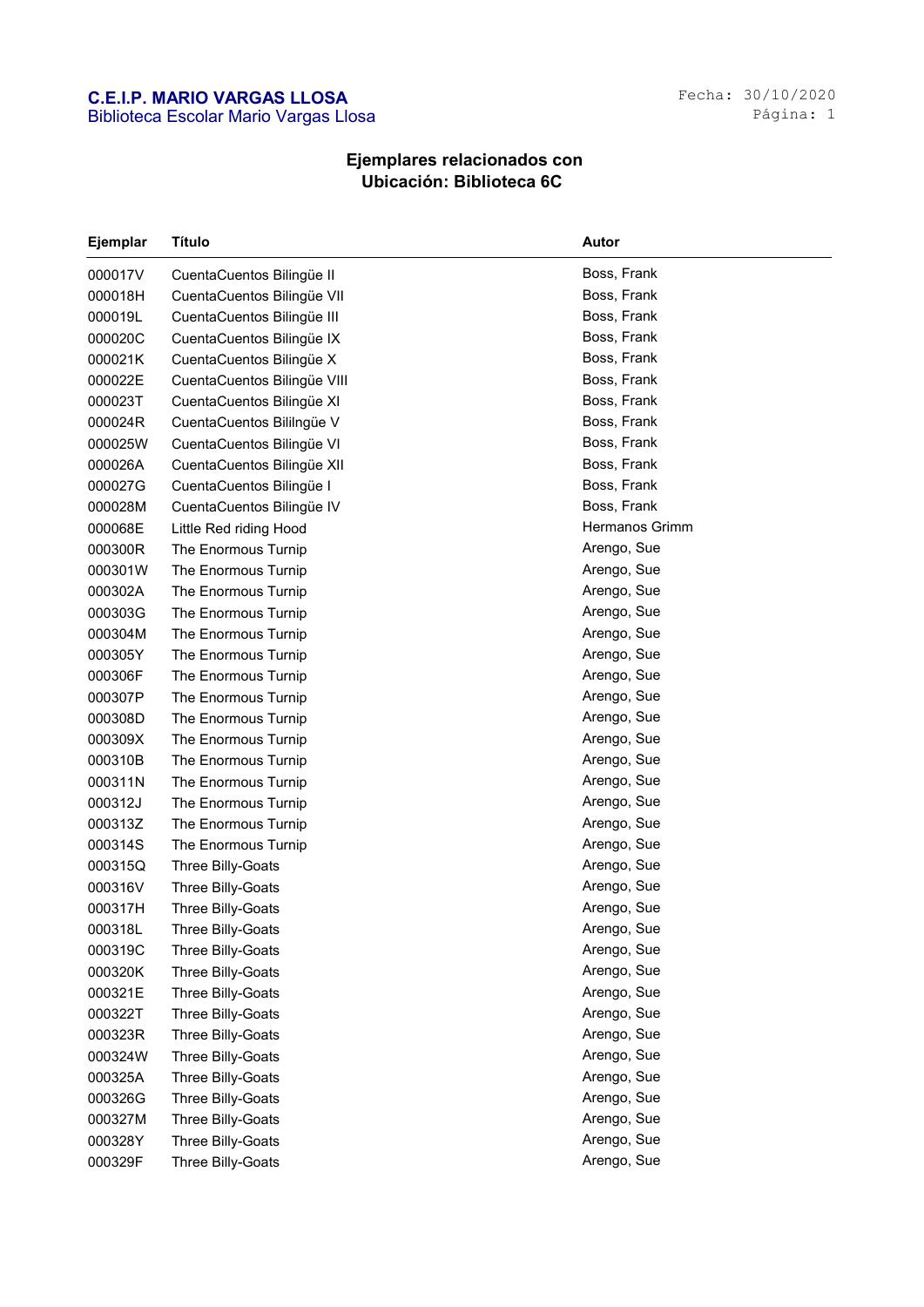**C.E.I.P. MARIO VARGAS LLOSA**
Biblioteca Escolar Mario Vargas Llosa

Fecha: 30/10/2020

## Ejemplares relacionados con
## Ubicación: Biblioteca 6C

| Ejemplar | Título | Autor |
|---|---|---|
| 000017V | CuentaCuentos Bilingüe II | Boss, Frank |
| 000018H | CuentaCuentos Bilingüe VII | Boss, Frank |
| 000019L | CuentaCuentos Bilingüe III | Boss, Frank |
| 000020C | CuentaCuentos Bilingüe IX | Boss, Frank |
| 000021K | CuentaCuentos Bilingüe X | Boss, Frank |
| 000022E | CuentaCuentos Bilingüe VIII | Boss, Frank |
| 000023T | CuentaCuentos Bilingüe XI | Boss, Frank |
| 000024R | CuentaCuentos Bililngüe V | Boss, Frank |
| 000025W | CuentaCuentos Bilingüe VI | Boss, Frank |
| 000026A | CuentaCuentos Bilingüe XII | Boss, Frank |
| 000027G | CuentaCuentos Bilingüe I | Boss, Frank |
| 000028M | CuentaCuentos Bilingüe IV | Boss, Frank |
| 000068E | Little Red riding Hood | Hermanos Grimm |
| 000300R | The Enormous Turnip | Arengo, Sue |
| 000301W | The Enormous Turnip | Arengo, Sue |
| 000302A | The Enormous Turnip | Arengo, Sue |
| 000303G | The Enormous Turnip | Arengo, Sue |
| 000304M | The Enormous Turnip | Arengo, Sue |
| 000305Y | The Enormous Turnip | Arengo, Sue |
| 000306F | The Enormous Turnip | Arengo, Sue |
| 000307P | The Enormous Turnip | Arengo, Sue |
| 000308D | The Enormous Turnip | Arengo, Sue |
| 000309X | The Enormous Turnip | Arengo, Sue |
| 000310B | The Enormous Turnip | Arengo, Sue |
| 000311N | The Enormous Turnip | Arengo, Sue |
| 000312J | The Enormous Turnip | Arengo, Sue |
| 000313Z | The Enormous Turnip | Arengo, Sue |
| 000314S | The Enormous Turnip | Arengo, Sue |
| 000315Q | Three Billy-Goats | Arengo, Sue |
| 000316V | Three Billy-Goats | Arengo, Sue |
| 000317H | Three Billy-Goats | Arengo, Sue |
| 000318L | Three Billy-Goats | Arengo, Sue |
| 000319C | Three Billy-Goats | Arengo, Sue |
| 000320K | Three Billy-Goats | Arengo, Sue |
| 000321E | Three Billy-Goats | Arengo, Sue |
| 000322T | Three Billy-Goats | Arengo, Sue |
| 000323R | Three Billy-Goats | Arengo, Sue |
| 000324W | Three Billy-Goats | Arengo, Sue |
| 000325A | Three Billy-Goats | Arengo, Sue |
| 000326G | Three Billy-Goats | Arengo, Sue |
| 000327M | Three Billy-Goats | Arengo, Sue |
| 000328Y | Three Billy-Goats | Arengo, Sue |
| 000329F | Three Billy-Goats | Arengo, Sue |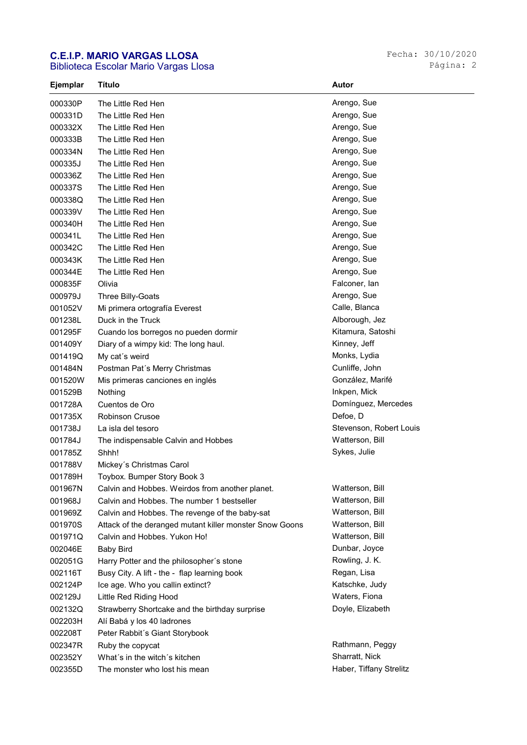**C.E.I.P. MARIO VARGAS LLOSA**
Biblioteca Escolar Mario Vargas Llosa

Fecha: 30/10/2020

| Ejemplar | Título | Autor |
|---|---|---|
| 000330P | The Little Red Hen | Arengo, Sue |
| 000331D | The Little Red Hen | Arengo, Sue |
| 000332X | The Little Red Hen | Arengo, Sue |
| 000333B | The Little Red Hen | Arengo, Sue |
| 000334N | The Little Red Hen | Arengo, Sue |
| 000335J | The Little Red Hen | Arengo, Sue |
| 000336Z | The Little Red Hen | Arengo, Sue |
| 000337S | The Little Red Hen | Arengo, Sue |
| 000338Q | The Little Red Hen | Arengo, Sue |
| 000339V | The Little Red Hen | Arengo, Sue |
| 000340H | The Little Red Hen | Arengo, Sue |
| 000341L | The Little Red Hen | Arengo, Sue |
| 000342C | The Little Red Hen | Arengo, Sue |
| 000343K | The Little Red Hen | Arengo, Sue |
| 000344E | The Little Red Hen | Arengo, Sue |
| 000835F | Olivia | Falconer, Ian |
| 000979J | Three Billy-Goats | Arengo, Sue |
| 001052V | Mi primera ortografía Everest | Calle, Blanca |
| 001238L | Duck in the Truck | Alborough, Jez |
| 001295F | Cuando los borregos no pueden dormir | Kitamura, Satoshi |
| 001409Y | Diary of a wimpy kid: The long haul. | Kinney, Jeff |
| 001419Q | My cat´s weird | Monks, Lydia |
| 001484N | Postman Pat´s Merry Christmas | Cunliffe, John |
| 001520W | Mis primeras canciones en inglés | González, Marifé |
| 001529B | Nothing | Inkpen, Mick |
| 001728A | Cuentos de Oro | Domínguez, Mercedes |
| 001735X | Robinson Crusoe | Defoe, D |
| 001738J | La isla del tesoro | Stevenson, Robert Louis |
| 001784J | The indispensable Calvin and Hobbes | Watterson, Bill |
| 001785Z | Shhh! | Sykes, Julie |
| 001788V | Mickey´s Christmas Carol | |
| 001789H | Toybox. Bumper Story Book 3 | |
| 001967N | Calvin and Hobbes. Weirdos from another planet. | Watterson, Bill |
| 001968J | Calvin and Hobbes. The number 1 bestseller | Watterson, Bill |
| 001969Z | Calvin and Hobbes. The revenge of the baby-sat | Watterson, Bill |
| 001970S | Attack of the deranged mutant killer monster Snow Goons | Watterson, Bill |
| 001971Q | Calvin and Hobbes. Yukon Ho! | Watterson, Bill |
| 002046E | Baby Bird | Dunbar, Joyce |
| 002051G | Harry Potter and the philosopher´s stone | Rowling, J. K. |
| 002116T | Busy City. A lift - the - flap learning book | Regan, Lisa |
| 002124P | Ice age. Who you callin extinct? | Katschke, Judy |
| 002129J | Little Red Riding Hood | Waters, Fiona |
| 002132Q | Strawberry Shortcake and the birthday surprise | Doyle, Elizabeth |
| 002203H | Alí Babá y los 40 ladrones | |
| 002208T | Peter Rabbit´s Giant Storybook | |
| 002347R | Ruby the copycat | Rathmann, Peggy |
| 002352Y | What´s in the witch´s kitchen | Sharratt, Nick |
| 002355D | The monster who lost his mean | Haber, Tiffany Strelitz |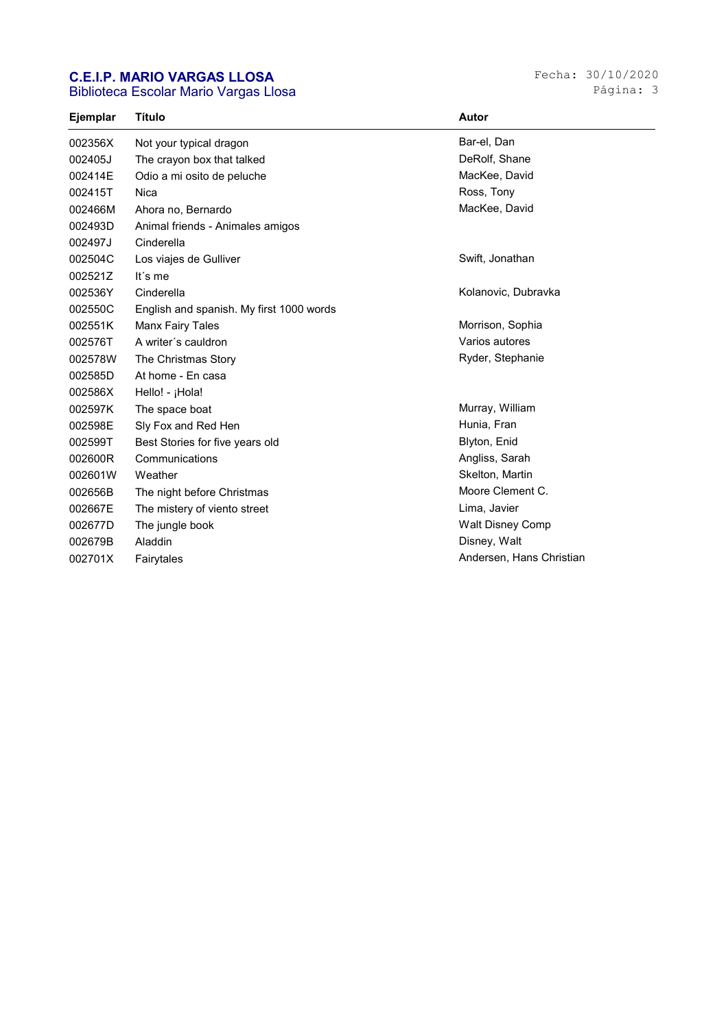**C.E.I.P. MARIO VARGAS LLOSA**
Biblioteca Escolar Mario Vargas Llosa

Fecha: 30/10/2020

| Ejemplar | Título | Autor |
|---|---|---|
| 002356X | Not your typical dragon | Bar-el, Dan |
| 002405J | The crayon box that talked | DeRolf, Shane |
| 002414E | Odio a mi osito de peluche | MacKee, David |
| 002415T | Nica | Ross, Tony |
| 002466M | Ahora no, Bernardo | MacKee, David |
| 002493D | Animal friends - Animales amigos | |
| 002497J | Cinderella | |
| 002504C | Los viajes de Gulliver | Swift, Jonathan |
| 002521Z | It´s me | |
| 002536Y | Cinderella | Kolanovic, Dubravka |
| 002550C | English and spanish. My first 1000 words | |
| 002551K | Manx Fairy Tales | Morrison, Sophia |
| 002576T | A writer´s cauldron | Varios autores |
| 002578W | The Christmas Story | Ryder, Stephanie |
| 002585D | At home - En casa | |
| 002586X | Hello! - ¡Hola! | |
| 002597K | The space boat | Murray, William |
| 002598E | Sly Fox and Red Hen | Hunia, Fran |
| 002599T | Best Stories for five years old | Blyton, Enid |
| 002600R | Communications | Angliss, Sarah |
| 002601W | Weather | Skelton, Martin |
| 002656B | The night before Christmas | Moore Clement C. |
| 002667E | The mistery of viento street | Lima, Javier |
| 002677D | The jungle book | Walt Disney Comp |
| 002679B | Aladdin | Disney, Walt |
| 002701X | Fairytales | Andersen, Hans Christian |